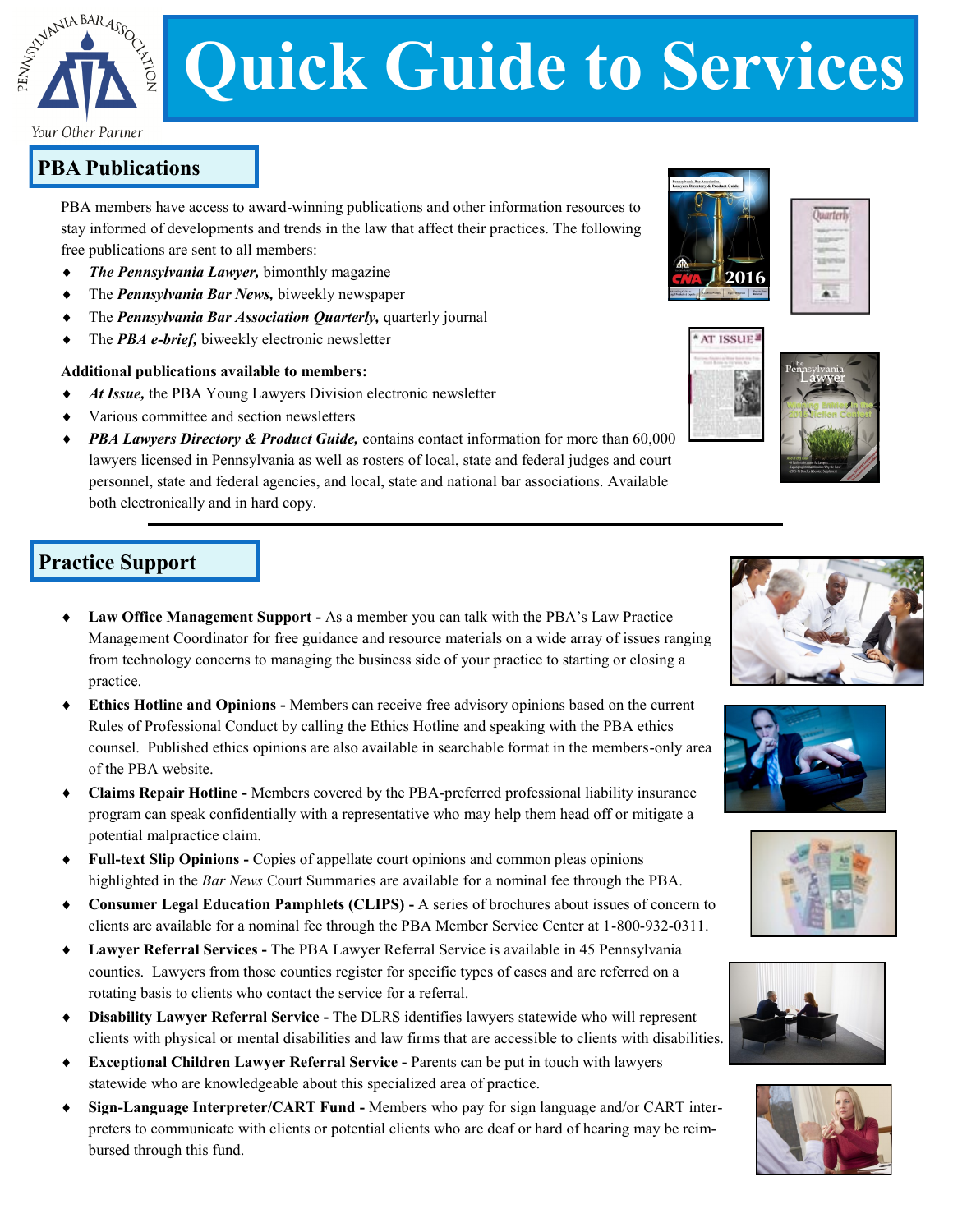# Quick Guide to Services

Your Other Partner

## PBA Publications

PBA members have access to award-winning publications and other information resources to stay informed of developments and trends in the law that affect their practices. The following free publications are sent to all members:

- ***The Pennsylvania Lawyer,*** bimonthly magazine
- The ***Pennsylvania Bar News,*** biweekly newspaper
- The ***Pennsylvania Bar Association Quarterly,*** quarterly journal
- The ***PBA e-brief,*** biweekly electronic newsletter

**Additional publications available to members:**

- ***At Issue,*** the PBA Young Lawyers Division electronic newsletter
- Various committee and section newsletters
- ***PBA Lawyers Directory & Product Guide,*** contains contact information for more than 60,000 lawyers licensed in Pennsylvania as well as rosters of local, state and federal judges and court personnel, state and federal agencies, and local, state and national bar associations. Available both electronically and in hard copy.

## Practice Support

- **Law Office Management Support -** As a member you can talk with the PBA's Law Practice Management Coordinator for free guidance and resource materials on a wide array of issues ranging from technology concerns to managing the business side of your practice to starting or closing a practice.
- **Ethics Hotline and Opinions -** Members can receive free advisory opinions based on the current Rules of Professional Conduct by calling the Ethics Hotline and speaking with the PBA ethics counsel. Published ethics opinions are also available in searchable format in the members-only area of the PBA website.
- **Claims Repair Hotline -** Members covered by the PBA-preferred professional liability insurance program can speak confidentially with a representative who may help them head off or mitigate a potential malpractice claim.
- **Full-text Slip Opinions -** Copies of appellate court opinions and common pleas opinions highlighted in the *Bar News* Court Summaries are available for a nominal fee through the PBA.
- **Consumer Legal Education Pamphlets (CLIPS) -** A series of brochures about issues of concern to clients are available for a nominal fee through the PBA Member Service Center at 1-800-932-0311.
- **Lawyer Referral Services -** The PBA Lawyer Referral Service is available in 45 Pennsylvania counties. Lawyers from those counties register for specific types of cases and are referred on a rotating basis to clients who contact the service for a referral.
- **Disability Lawyer Referral Service -** The DLRS identifies lawyers statewide who will represent clients with physical or mental disabilities and law firms that are accessible to clients with disabilities.
- **Exceptional Children Lawyer Referral Service -** Parents can be put in touch with lawyers statewide who are knowledgeable about this specialized area of practice.
- **Sign-Language Interpreter/CART Fund -** Members who pay for sign language and/or CART interpreters to communicate with clients or potential clients who are deaf or hard of hearing may be reimbursed through this fund.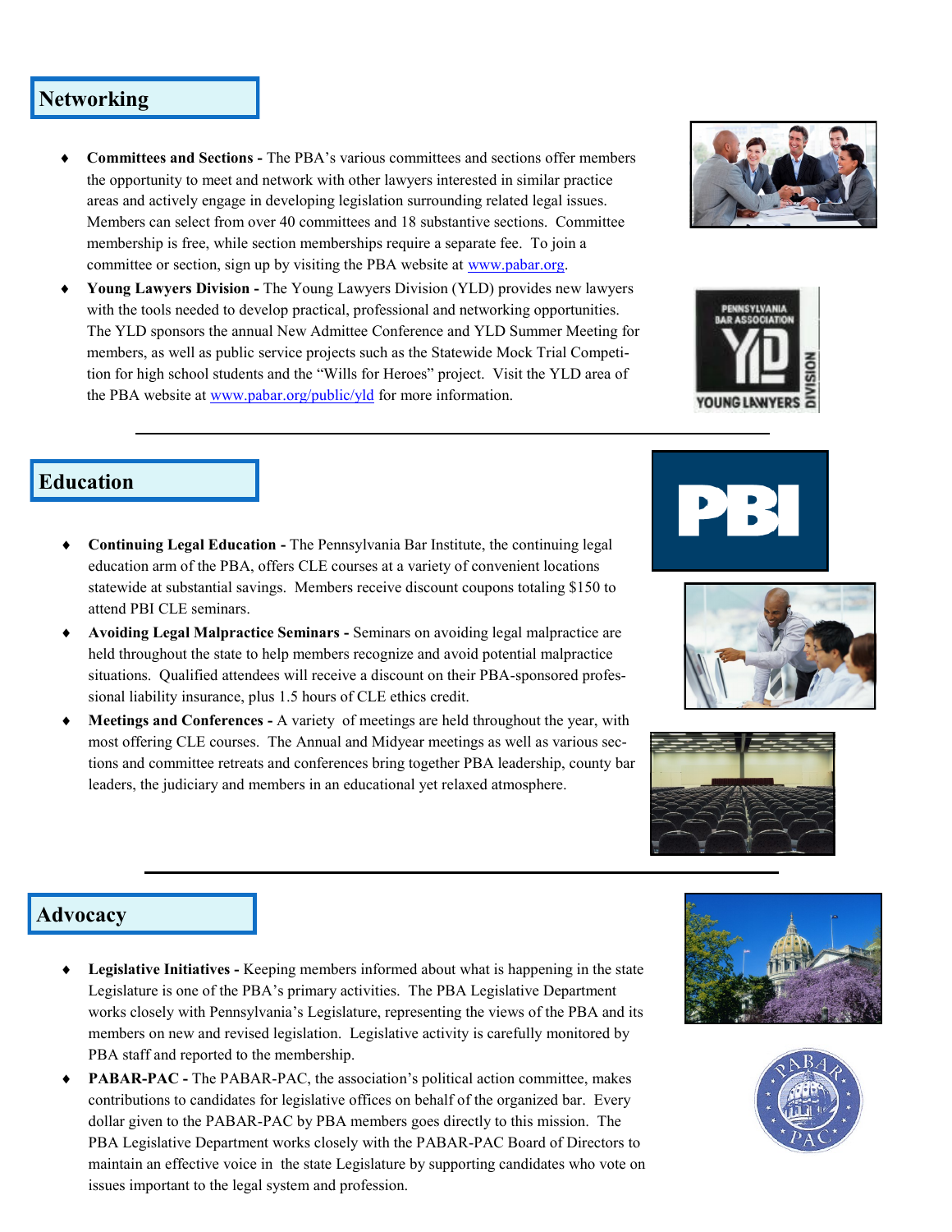## Networking

- **Committees and Sections -** The PBA's various committees and sections offer members the opportunity to meet and network with other lawyers interested in similar practice areas and actively engage in developing legislation surrounding related legal issues. Members can select from over 40 committees and 18 substantive sections. Committee membership is free, while section memberships require a separate fee. To join a committee or section, sign up by visiting the PBA website at [www.pabar.org](http://www.pabar.org).
- **Young Lawyers Division -** The Young Lawyers Division (YLD) provides new lawyers with the tools needed to develop practical, professional and networking opportunities. The YLD sponsors the annual New Admittee Conference and YLD Summer Meeting for members, as well as public service projects such as the Statewide Mock Trial Competition for high school students and the "Wills for Heroes" project. Visit the YLD area of the PBA website at [www.pabar.org/public/yld](http://www.pabar.org/public/yld) for more information.

---

## Education

- **Continuing Legal Education -** The Pennsylvania Bar Institute, the continuing legal education arm of the PBA, offers CLE courses at a variety of convenient locations statewide at substantial savings. Members receive discount coupons totaling $150 to attend PBI CLE seminars.
- **Avoiding Legal Malpractice Seminars -** Seminars on avoiding legal malpractice are held throughout the state to help members recognize and avoid potential malpractice situations. Qualified attendees will receive a discount on their PBA-sponsored professional liability insurance, plus 1.5 hours of CLE ethics credit.
- **Meetings and Conferences -** A variety of meetings are held throughout the year, with most offering CLE courses. The Annual and Midyear meetings as well as various sections and committee retreats and conferences bring together PBA leadership, county bar leaders, the judiciary and members in an educational yet relaxed atmosphere.

---

## Advocacy

- **Legislative Initiatives -** Keeping members informed about what is happening in the state Legislature is one of the PBA's primary activities. The PBA Legislative Department works closely with Pennsylvania's Legislature, representing the views of the PBA and its members on new and revised legislation. Legislative activity is carefully monitored by PBA staff and reported to the membership.
- **PABAR-PAC -** The PABAR-PAC, the association's political action committee, makes contributions to candidates for legislative offices on behalf of the organized bar. Every dollar given to the PABAR-PAC by PBA members goes directly to this mission. The PBA Legislative Department works closely with the PABAR-PAC Board of Directors to maintain an effective voice in the state Legislature by supporting candidates who vote on issues important to the legal system and profession.